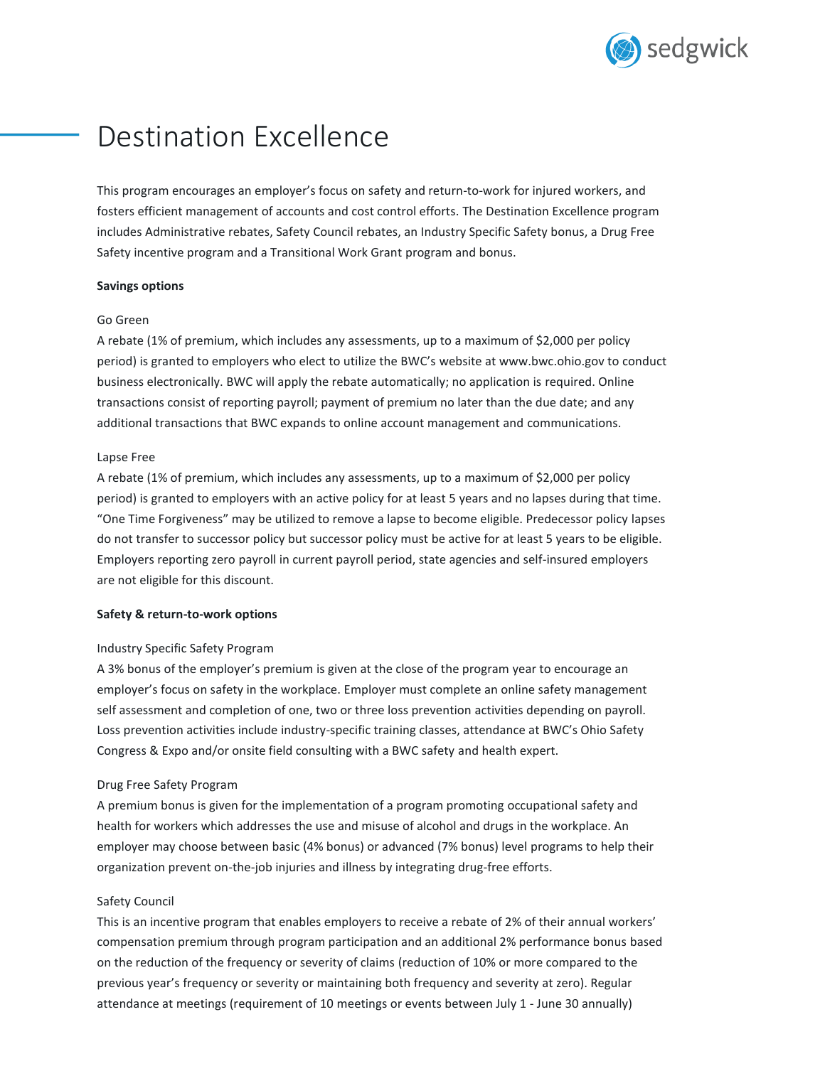# Destination Excellence

This program encourages an employer's focus on safety and return-to-work for injured workers, and fosters efficient management of accounts and cost control efforts. The Destination Excellence program includes Administrative rebates, Safety Council rebates, an Industry Specific Safety bonus, a Drug Free Safety incentive program and a Transitional Work Grant program and bonus.

**Savings options**

Go Green
A rebate (1% of premium, which includes any assessments, up to a maximum of $2,000 per policy period) is granted to employers who elect to utilize the BWC's website at www.bwc.ohio.gov to conduct business electronically. BWC will apply the rebate automatically; no application is required. Online transactions consist of reporting payroll; payment of premium no later than the due date; and any additional transactions that BWC expands to online account management and communications.

Lapse Free
A rebate (1% of premium, which includes any assessments, up to a maximum of $2,000 per policy period) is granted to employers with an active policy for at least 5 years and no lapses during that time. "One Time Forgiveness" may be utilized to remove a lapse to become eligible. Predecessor policy lapses do not transfer to successor policy but successor policy must be active for at least 5 years to be eligible. Employers reporting zero payroll in current payroll period, state agencies and self-insured employers are not eligible for this discount.

**Safety & return-to-work options**

Industry Specific Safety Program
A 3% bonus of the employer's premium is given at the close of the program year to encourage an employer's focus on safety in the workplace. Employer must complete an online safety management self assessment and completion of one, two or three loss prevention activities depending on payroll. Loss prevention activities include industry-specific training classes, attendance at BWC's Ohio Safety Congress & Expo and/or onsite field consulting with a BWC safety and health expert.

Drug Free Safety Program
A premium bonus is given for the implementation of a program promoting occupational safety and health for workers which addresses the use and misuse of alcohol and drugs in the workplace. An employer may choose between basic (4% bonus) or advanced (7% bonus) level programs to help their organization prevent on-the-job injuries and illness by integrating drug-free efforts.

Safety Council
This is an incentive program that enables employers to receive a rebate of 2% of their annual workers' compensation premium through program participation and an additional 2% performance bonus based on the reduction of the frequency or severity of claims (reduction of 10% or more compared to the previous year's frequency or severity or maintaining both frequency and severity at zero). Regular attendance at meetings (requirement of 10 meetings or events between July 1 - June 30 annually)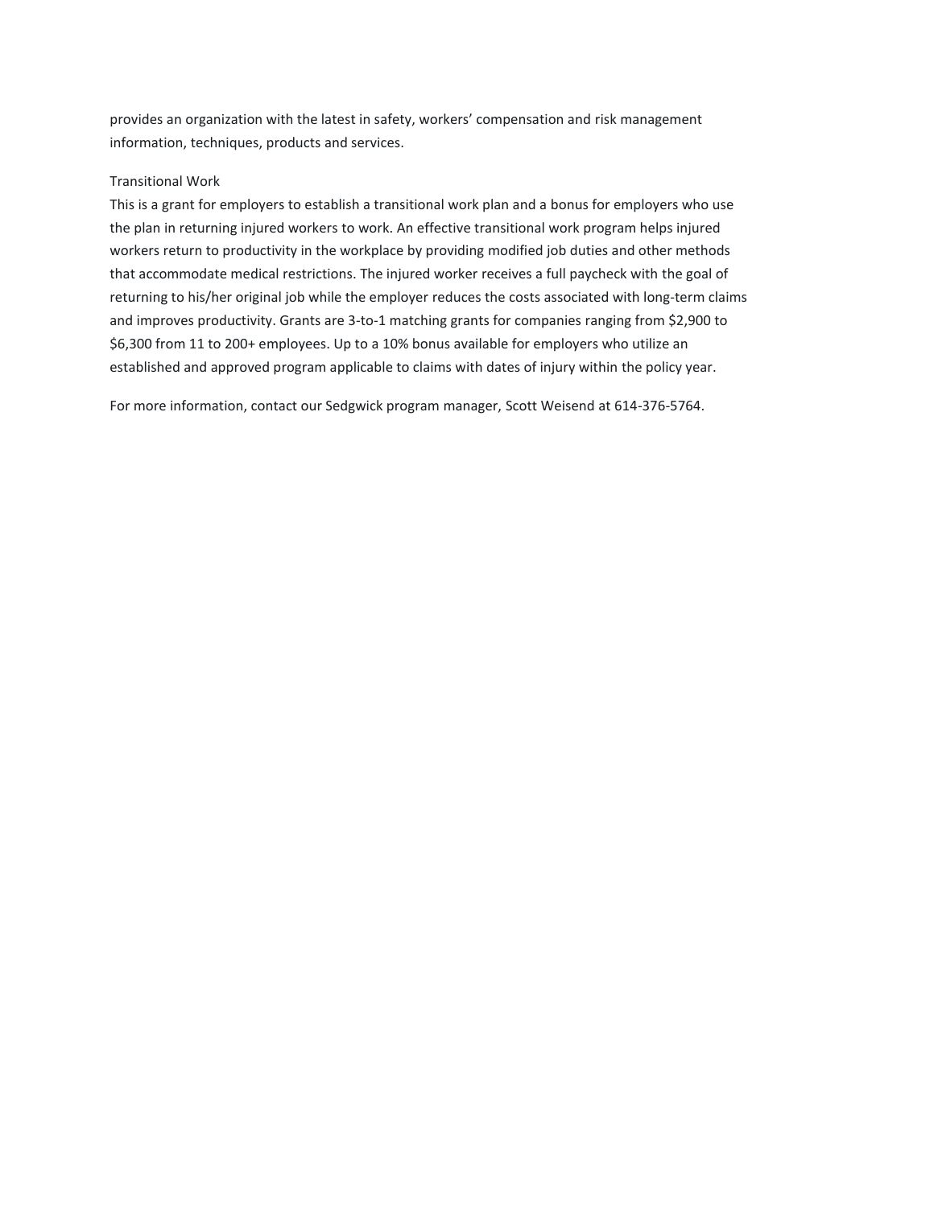provides an organization with the latest in safety, workers' compensation and risk management information, techniques, products and services.

Transitional Work

This is a grant for employers to establish a transitional work plan and a bonus for employers who use the plan in returning injured workers to work. An effective transitional work program helps injured workers return to productivity in the workplace by providing modified job duties and other methods that accommodate medical restrictions. The injured worker receives a full paycheck with the goal of returning to his/her original job while the employer reduces the costs associated with long-term claims and improves productivity. Grants are 3-to-1 matching grants for companies ranging from $2,900 to $6,300 from 11 to 200+ employees. Up to a 10% bonus available for employers who utilize an established and approved program applicable to claims with dates of injury within the policy year.

For more information, contact our Sedgwick program manager, Scott Weisend at 614-376-5764.